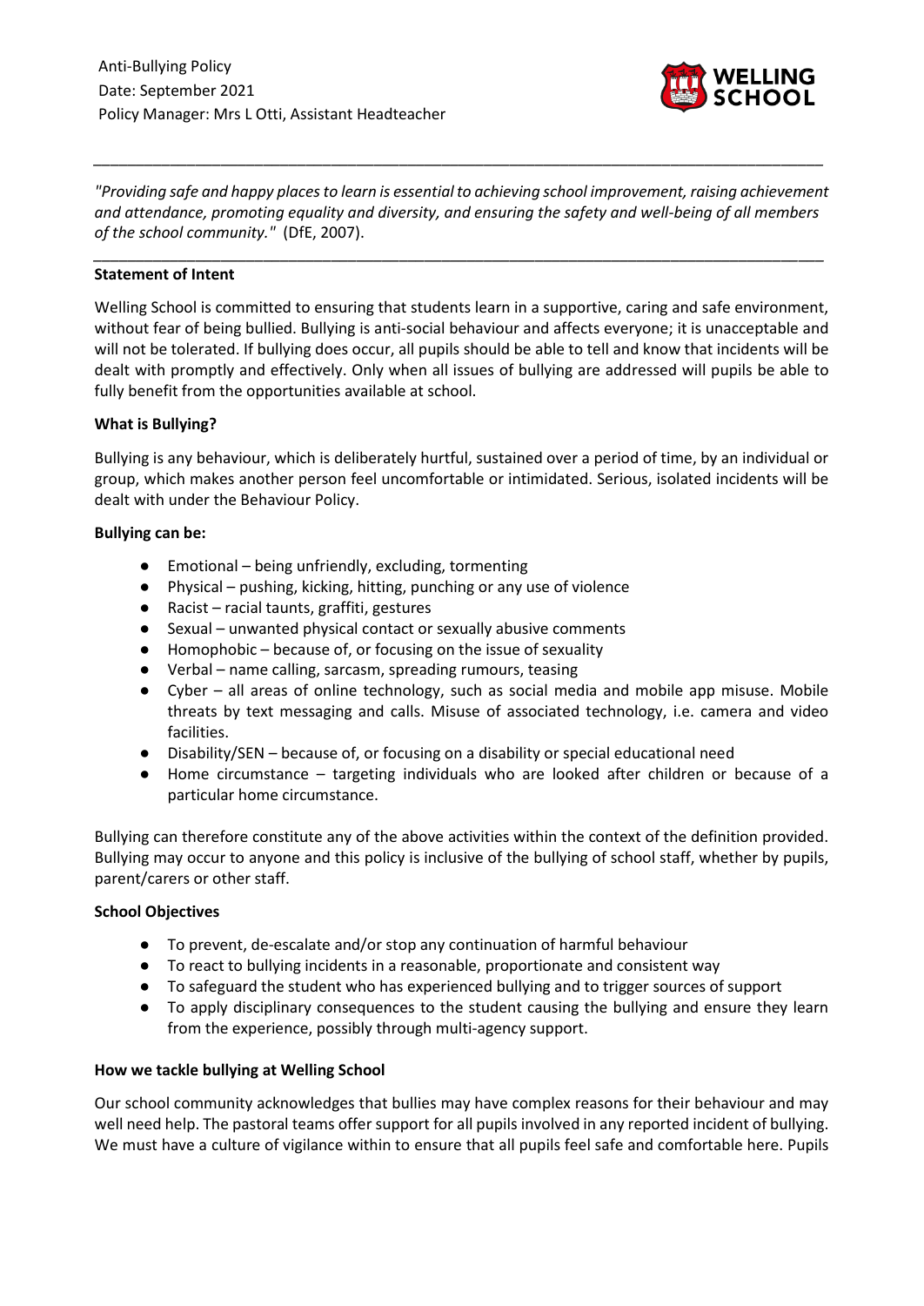Anti-Bullying Policy
Date: September 2021
Policy Manager: Mrs L Otti, Assistant Headteacher

---

*"Providing safe and happy places to learn is essential to achieving school improvement, raising achievement and attendance, promoting equality and diversity, and ensuring the safety and well-being of all members of the school community."* (DfE, 2007).

---

**Statement of Intent**

Welling School is committed to ensuring that students learn in a supportive, caring and safe environment, without fear of being bullied. Bullying is anti-social behaviour and affects everyone; it is unacceptable and will not be tolerated. If bullying does occur, all pupils should be able to tell and know that incidents will be dealt with promptly and effectively. Only when all issues of bullying are addressed will pupils be able to fully benefit from the opportunities available at school.

**What is Bullying?**

Bullying is any behaviour, which is deliberately hurtful, sustained over a period of time, by an individual or group, which makes another person feel uncomfortable or intimidated. Serious, isolated incidents will be dealt with under the Behaviour Policy.

**Bullying can be:**

- Emotional – being unfriendly, excluding, tormenting
- Physical – pushing, kicking, hitting, punching or any use of violence
- Racist – racial taunts, graffiti, gestures
- Sexual – unwanted physical contact or sexually abusive comments
- Homophobic – because of, or focusing on the issue of sexuality
- Verbal – name calling, sarcasm, spreading rumours, teasing
- Cyber – all areas of online technology, such as social media and mobile app misuse. Mobile threats by text messaging and calls. Misuse of associated technology, i.e. camera and video facilities.
- Disability/SEN – because of, or focusing on a disability or special educational need
- Home circumstance – targeting individuals who are looked after children or because of a particular home circumstance.

Bullying can therefore constitute any of the above activities within the context of the definition provided. Bullying may occur to anyone and this policy is inclusive of the bullying of school staff, whether by pupils, parent/carers or other staff.

**School Objectives**

- To prevent, de-escalate and/or stop any continuation of harmful behaviour
- To react to bullying incidents in a reasonable, proportionate and consistent way
- To safeguard the student who has experienced bullying and to trigger sources of support
- To apply disciplinary consequences to the student causing the bullying and ensure they learn from the experience, possibly through multi-agency support.

**How we tackle bullying at Welling School**

Our school community acknowledges that bullies may have complex reasons for their behaviour and may well need help. The pastoral teams offer support for all pupils involved in any reported incident of bullying. We must have a culture of vigilance within to ensure that all pupils feel safe and comfortable here. Pupils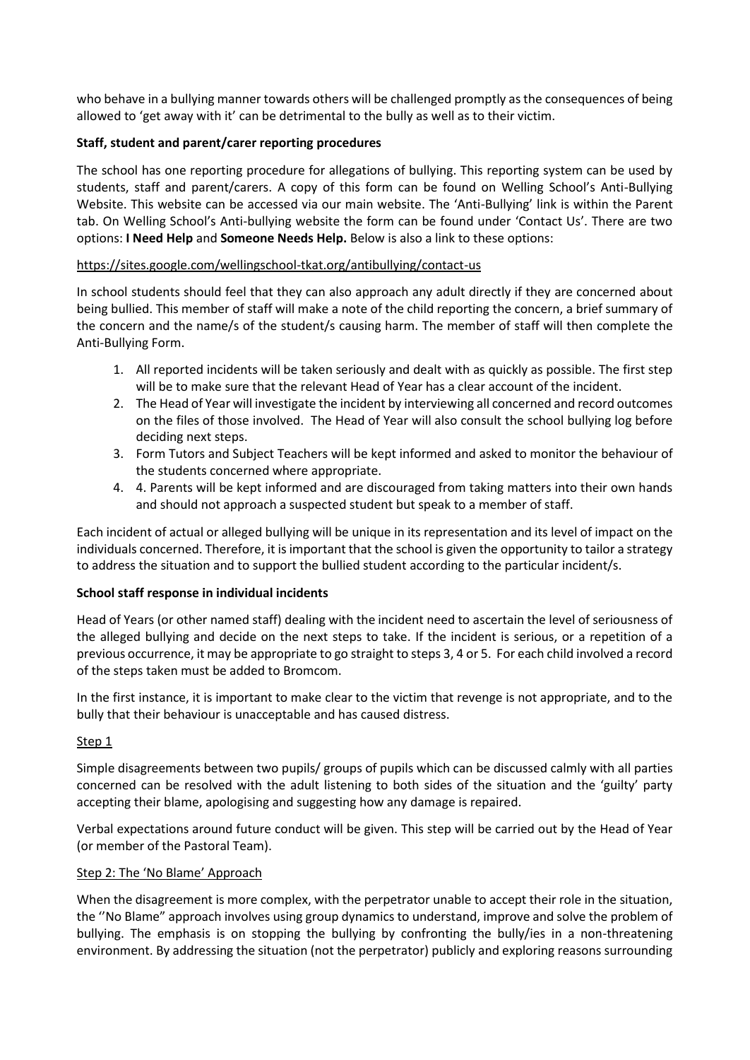who behave in a bullying manner towards others will be challenged promptly as the consequences of being allowed to 'get away with it' can be detrimental to the bully as well as to their victim.

**Staff, student and parent/carer reporting procedures**

The school has one reporting procedure for allegations of bullying. This reporting system can be used by students, staff and parent/carers. A copy of this form can be found on Welling School's Anti-Bullying Website. This website can be accessed via our main website. The 'Anti-Bullying' link is within the Parent tab. On Welling School's Anti-bullying website the form can be found under 'Contact Us'. There are two options: **I Need Help** and **Someone Needs Help.** Below is also a link to these options:

https://sites.google.com/wellingschool-tkat.org/antibullying/contact-us

In school students should feel that they can also approach any adult directly if they are concerned about being bullied. This member of staff will make a note of the child reporting the concern, a brief summary of the concern and the name/s of the student/s causing harm. The member of staff will then complete the Anti-Bullying Form.

1. All reported incidents will be taken seriously and dealt with as quickly as possible. The first step will be to make sure that the relevant Head of Year has a clear account of the incident.
2. The Head of Year will investigate the incident by interviewing all concerned and record outcomes on the files of those involved. The Head of Year will also consult the school bullying log before deciding next steps.
3. Form Tutors and Subject Teachers will be kept informed and asked to monitor the behaviour of the students concerned where appropriate.
4. 4. Parents will be kept informed and are discouraged from taking matters into their own hands and should not approach a suspected student but speak to a member of staff.

Each incident of actual or alleged bullying will be unique in its representation and its level of impact on the individuals concerned. Therefore, it is important that the school is given the opportunity to tailor a strategy to address the situation and to support the bullied student according to the particular incident/s.

**School staff response in individual incidents**

Head of Years (or other named staff) dealing with the incident need to ascertain the level of seriousness of the alleged bullying and decide on the next steps to take. If the incident is serious, or a repetition of a previous occurrence, it may be appropriate to go straight to steps 3, 4 or 5. For each child involved a record of the steps taken must be added to Bromcom.

In the first instance, it is important to make clear to the victim that revenge is not appropriate, and to the bully that their behaviour is unacceptable and has caused distress.

Step 1

Simple disagreements between two pupils/ groups of pupils which can be discussed calmly with all parties concerned can be resolved with the adult listening to both sides of the situation and the 'guilty' party accepting their blame, apologising and suggesting how any damage is repaired.

Verbal expectations around future conduct will be given. This step will be carried out by the Head of Year (or member of the Pastoral Team).

Step 2: The 'No Blame' Approach

When the disagreement is more complex, with the perpetrator unable to accept their role in the situation, the ''No Blame" approach involves using group dynamics to understand, improve and solve the problem of bullying. The emphasis is on stopping the bullying by confronting the bully/ies in a non-threatening environment. By addressing the situation (not the perpetrator) publicly and exploring reasons surrounding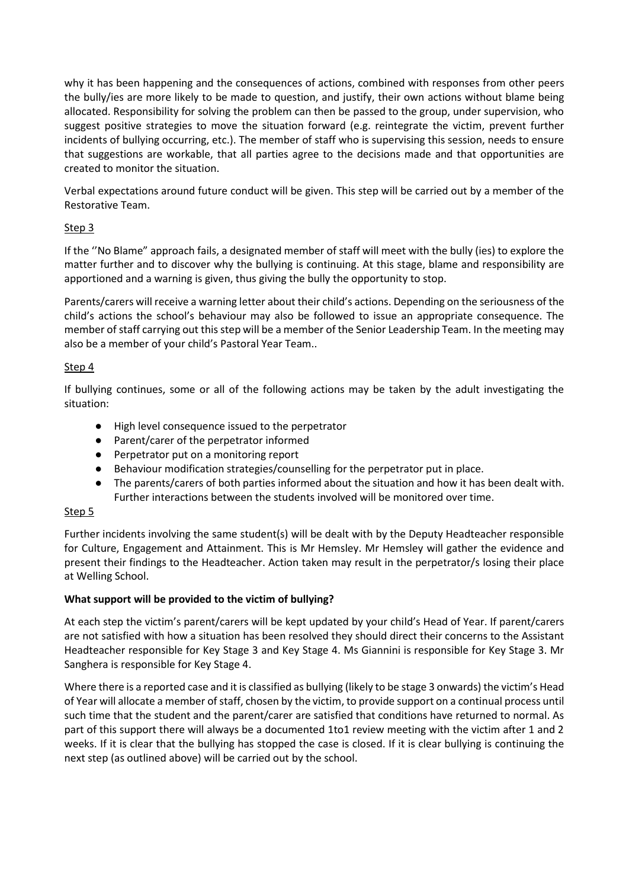why it has been happening and the consequences of actions, combined with responses from other peers the bully/ies are more likely to be made to question, and justify, their own actions without blame being allocated. Responsibility for solving the problem can then be passed to the group, under supervision, who suggest positive strategies to move the situation forward (e.g. reintegrate the victim, prevent further incidents of bullying occurring, etc.). The member of staff who is supervising this session, needs to ensure that suggestions are workable, that all parties agree to the decisions made and that opportunities are created to monitor the situation.

Verbal expectations around future conduct will be given. This step will be carried out by a member of the Restorative Team.

Step 3

If the ''No Blame" approach fails, a designated member of staff will meet with the bully (ies) to explore the matter further and to discover why the bullying is continuing. At this stage, blame and responsibility are apportioned and a warning is given, thus giving the bully the opportunity to stop.

Parents/carers will receive a warning letter about their child's actions. Depending on the seriousness of the child's actions the school's behaviour may also be followed to issue an appropriate consequence. The member of staff carrying out this step will be a member of the Senior Leadership Team. In the meeting may also be a member of your child's Pastoral Year Team..

Step 4

If bullying continues, some or all of the following actions may be taken by the adult investigating the situation:

- High level consequence issued to the perpetrator
- Parent/carer of the perpetrator informed
- Perpetrator put on a monitoring report
- Behaviour modification strategies/counselling for the perpetrator put in place.
- The parents/carers of both parties informed about the situation and how it has been dealt with. Further interactions between the students involved will be monitored over time.

Step 5

Further incidents involving the same student(s) will be dealt with by the Deputy Headteacher responsible for Culture, Engagement and Attainment. This is Mr Hemsley. Mr Hemsley will gather the evidence and present their findings to the Headteacher. Action taken may result in the perpetrator/s losing their place at Welling School.

**What support will be provided to the victim of bullying?**

At each step the victim's parent/carers will be kept updated by your child's Head of Year. If parent/carers are not satisfied with how a situation has been resolved they should direct their concerns to the Assistant Headteacher responsible for Key Stage 3 and Key Stage 4. Ms Giannini is responsible for Key Stage 3. Mr Sanghera is responsible for Key Stage 4.

Where there is a reported case and it is classified as bullying (likely to be stage 3 onwards) the victim's Head of Year will allocate a member of staff, chosen by the victim, to provide support on a continual process until such time that the student and the parent/carer are satisfied that conditions have returned to normal. As part of this support there will always be a documented 1to1 review meeting with the victim after 1 and 2 weeks. If it is clear that the bullying has stopped the case is closed. If it is clear bullying is continuing the next step (as outlined above) will be carried out by the school.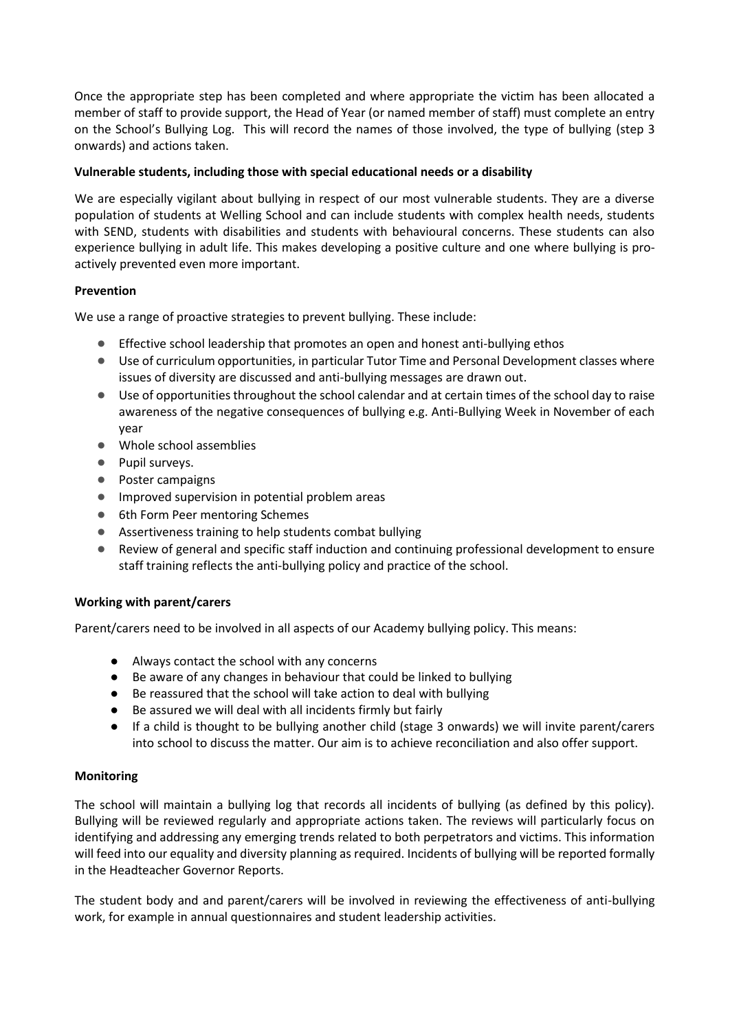Once the appropriate step has been completed and where appropriate the victim has been allocated a member of staff to provide support, the Head of Year (or named member of staff) must complete an entry on the School's Bullying Log. This will record the names of those involved, the type of bullying (step 3 onwards) and actions taken.

**Vulnerable students, including those with special educational needs or a disability**

We are especially vigilant about bullying in respect of our most vulnerable students. They are a diverse population of students at Welling School and can include students with complex health needs, students with SEND, students with disabilities and students with behavioural concerns. These students can also experience bullying in adult life. This makes developing a positive culture and one where bullying is pro-actively prevented even more important.

**Prevention**

We use a range of proactive strategies to prevent bullying. These include:

- Effective school leadership that promotes an open and honest anti-bullying ethos
- Use of curriculum opportunities, in particular Tutor Time and Personal Development classes where issues of diversity are discussed and anti-bullying messages are drawn out.
- Use of opportunities throughout the school calendar and at certain times of the school day to raise awareness of the negative consequences of bullying e.g. Anti-Bullying Week in November of each year
- Whole school assemblies
- Pupil surveys.
- Poster campaigns
- Improved supervision in potential problem areas
- 6th Form Peer mentoring Schemes
- Assertiveness training to help students combat bullying
- Review of general and specific staff induction and continuing professional development to ensure staff training reflects the anti-bullying policy and practice of the school.

**Working with parent/carers**

Parent/carers need to be involved in all aspects of our Academy bullying policy. This means:

- Always contact the school with any concerns
- Be aware of any changes in behaviour that could be linked to bullying
- Be reassured that the school will take action to deal with bullying
- Be assured we will deal with all incidents firmly but fairly
- If a child is thought to be bullying another child (stage 3 onwards) we will invite parent/carers into school to discuss the matter. Our aim is to achieve reconciliation and also offer support.

**Monitoring**

The school will maintain a bullying log that records all incidents of bullying (as defined by this policy). Bullying will be reviewed regularly and appropriate actions taken. The reviews will particularly focus on identifying and addressing any emerging trends related to both perpetrators and victims. This information will feed into our equality and diversity planning as required. Incidents of bullying will be reported formally in the Headteacher Governor Reports.

The student body and and parent/carers will be involved in reviewing the effectiveness of anti-bullying work, for example in annual questionnaires and student leadership activities.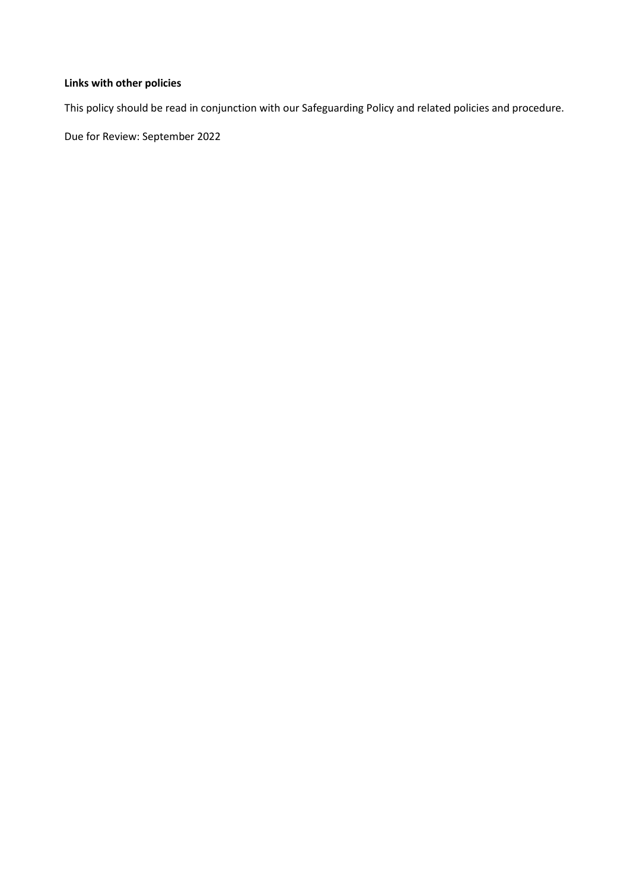**Links with other policies**

This policy should be read in conjunction with our Safeguarding Policy and related policies and procedure.

Due for Review: September 2022